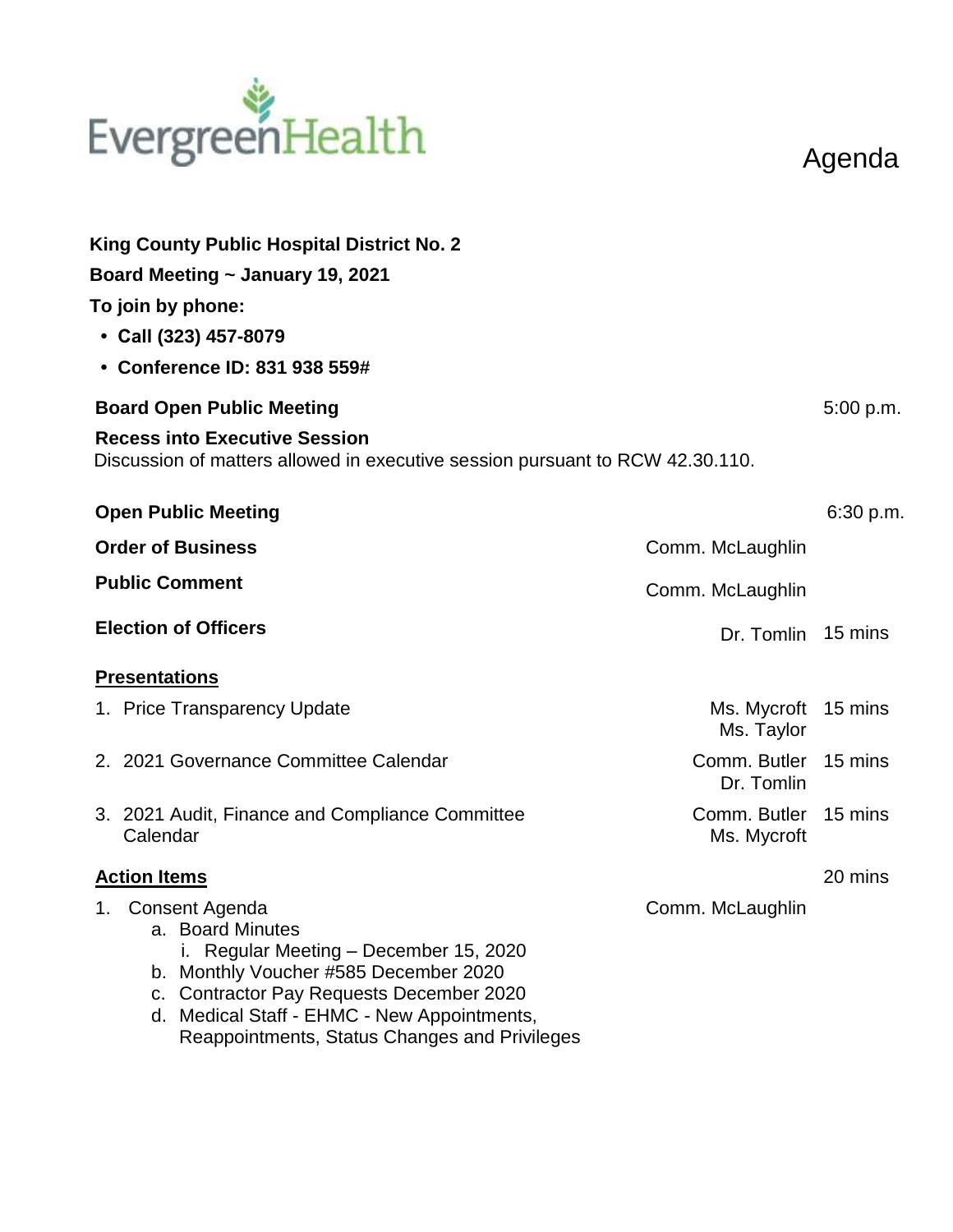EvergreenHealth

# Agenda

**King County Public Hospital District No. 2**

**Board Meeting ~ January 19, 2021**

**To join by phone:**

- **Call (323) 457-8079**
- **Conference ID: 831 938 559#**

**Board Open Public Meeting** 5:00 p.m.

**Recess into Executive Session**
Discussion of matters allowed in executive session pursuant to RCW 42.30.110.

| | | |
|---|---|---|
| **Open Public Meeting** | | 6:30 p.m. |
| **Order of Business** | Comm. McLaughlin | |
| **Public Comment** | Comm. McLaughlin | |
| **Election of Officers** | Dr. Tomlin | 15 mins |

**Presentations**

| | | |
|---|---|---|
| 1. Price Transparency Update | Ms. Mycroft, Ms. Taylor | 15 mins |
| 2. 2021 Governance Committee Calendar | Comm. Butler, Dr. Tomlin | 15 mins |
| 3. 2021 Audit, Finance and Compliance Committee Calendar | Comm. Butler, Ms. Mycroft | 15 mins |

**Action Items** 20 mins

1. Consent Agenda — Comm. McLaughlin
   a. Board Minutes
      i. Regular Meeting – December 15, 2020
   b. Monthly Voucher #585 December 2020
   c. Contractor Pay Requests December 2020
   d. Medical Staff - EHMC - New Appointments, Reappointments, Status Changes and Privileges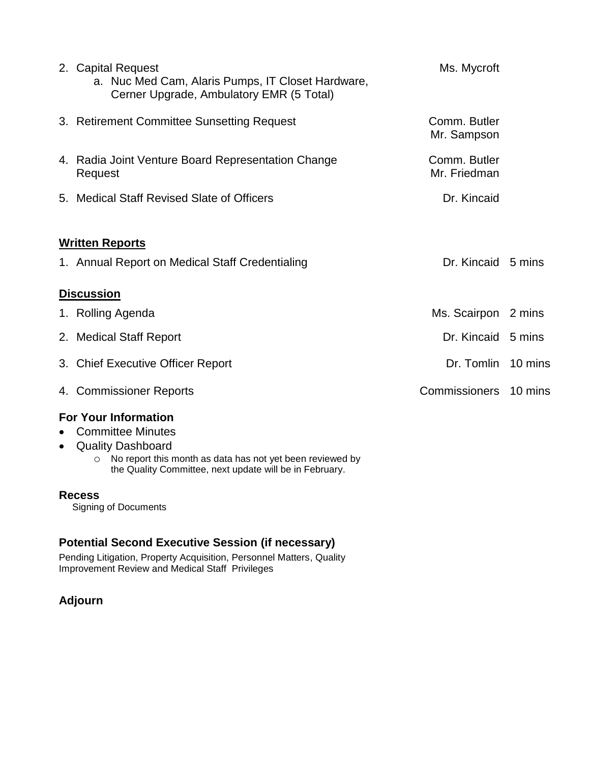2. Capital Request — Ms. Mycroft
   a. Nuc Med Cam, Alaris Pumps, IT Closet Hardware, Cerner Upgrade, Ambulatory EMR (5 Total)
3. Retirement Committee Sunsetting Request — Comm. Butler, Mr. Sampson
4. Radia Joint Venture Board Representation Change Request — Comm. Butler, Mr. Friedman
5. Medical Staff Revised Slate of Officers — Dr. Kincaid

**Written Reports**

1. Annual Report on Medical Staff Credentialing — Dr. Kincaid — 5 mins

**Discussion**

1. Rolling Agenda — Ms. Scairpon — 2 mins
2. Medical Staff Report — Dr. Kincaid — 5 mins
3. Chief Executive Officer Report — Dr. Tomlin — 10 mins
4. Commissioner Reports — Commissioners — 10 mins

**For Your Information**

- Committee Minutes
- Quality Dashboard
  - No report this month as data has not yet been reviewed by the Quality Committee, next update will be in February.

**Recess**

Signing of Documents

**Potential Second Executive Session (if necessary)**

Pending Litigation, Property Acquisition, Personnel Matters, Quality Improvement Review and Medical Staff Privileges

**Adjourn**